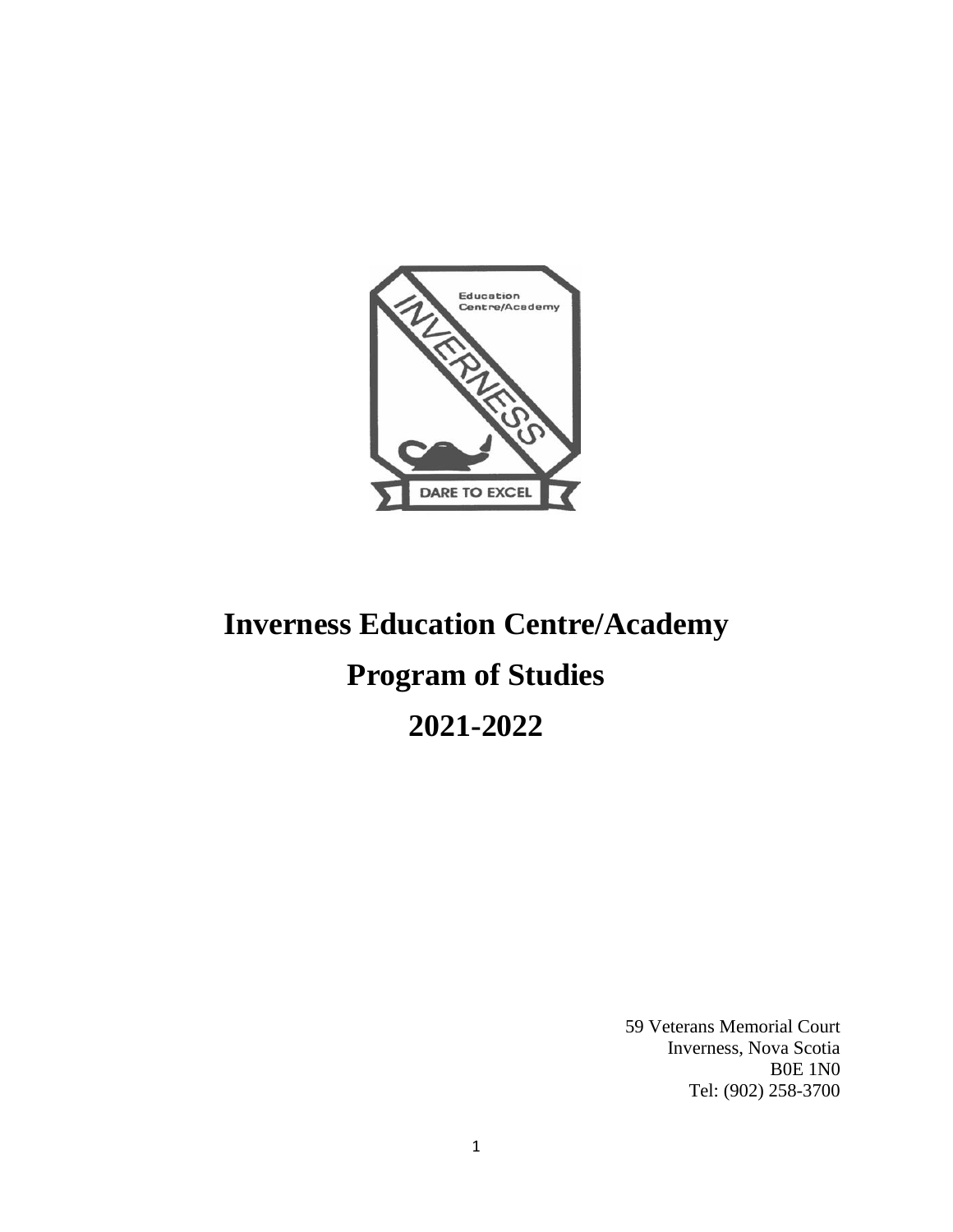# Inverness Education Centre/Academy

# Program of Studies

# 2021-2022

59 Veterans Memorial Court
Inverness, Nova Scotia
B0E 1N0
Tel: (902) 258-3700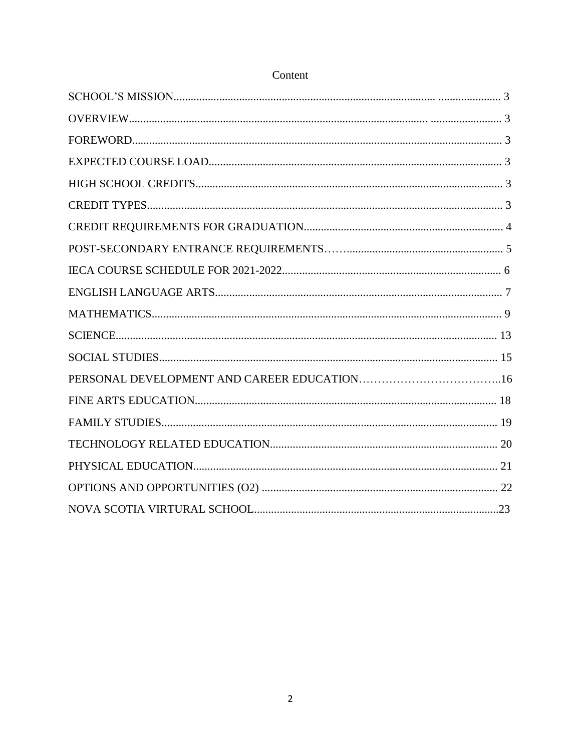# Content

SCHOOL'S MISSION................................................................................................ ...................... 3

OVERVIEW................................................................................................ ......................... 3

FOREWORD........................................................................................................................ 3

EXPECTED COURSE LOAD.............................................................................................. 3

HIGH SCHOOL CREDITS.................................................................................................. 3

CREDIT TYPES.................................................................................................................. 3

CREDIT REQUIREMENTS FOR GRADUATION............................................................. 4

POST-SECONDARY ENTRANCE REQUIREMENTS…….................................................... 5

IECA COURSE SCHEDULE FOR 2021-2022..................................................................... 6

ENGLISH LANGUAGE ARTS............................................................................................. 7

MATHEMATICS.................................................................................................................. 9

SCIENCE............................................................................................................................. 13

SOCIAL STUDIES.............................................................................................................. 15

PERSONAL DEVELOPMENT AND CAREER EDUCATION………………………………..16

FINE ARTS EDUCATION.................................................................................................. 18

FAMILY STUDIES.............................................................................................................. 19

TECHNOLOGY RELATED EDUCATION........................................................................ 20

PHYSICAL EDUCATION................................................................................................... 21

OPTIONS AND OPPORTUNITIES (O2) ........................................................................... 22

NOVA SCOTIA VIRTURAL SCHOOL..............................................................................23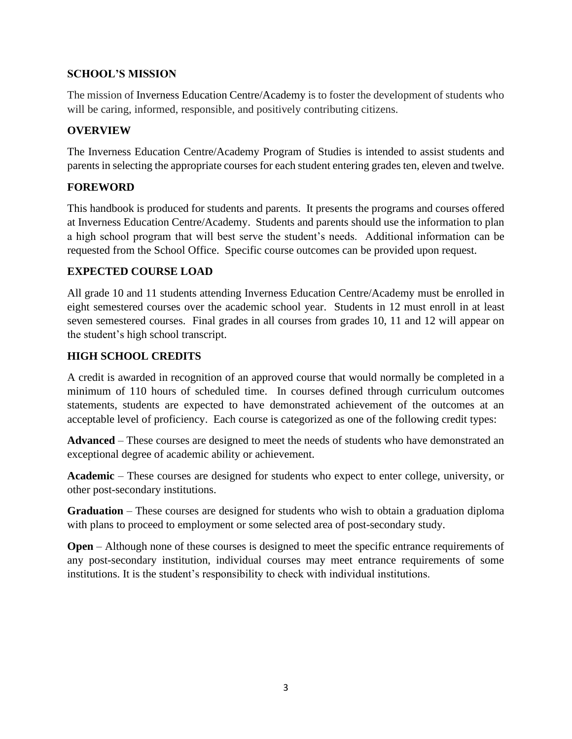## SCHOOL'S MISSION

The mission of Inverness Education Centre/Academy is to foster the development of students who will be caring, informed, responsible, and positively contributing citizens.

## OVERVIEW

The Inverness Education Centre/Academy Program of Studies is intended to assist students and parents in selecting the appropriate courses for each student entering grades ten, eleven and twelve.

## FOREWORD

This handbook is produced for students and parents. It presents the programs and courses offered at Inverness Education Centre/Academy. Students and parents should use the information to plan a high school program that will best serve the student's needs. Additional information can be requested from the School Office. Specific course outcomes can be provided upon request.

## EXPECTED COURSE LOAD

All grade 10 and 11 students attending Inverness Education Centre/Academy must be enrolled in eight semestered courses over the academic school year. Students in 12 must enroll in at least seven semestered courses. Final grades in all courses from grades 10, 11 and 12 will appear on the student's high school transcript.

## HIGH SCHOOL CREDITS

A credit is awarded in recognition of an approved course that would normally be completed in a minimum of 110 hours of scheduled time. In courses defined through curriculum outcomes statements, students are expected to have demonstrated achievement of the outcomes at an acceptable level of proficiency. Each course is categorized as one of the following credit types:

**Advanced** – These courses are designed to meet the needs of students who have demonstrated an exceptional degree of academic ability or achievement.

**Academic** – These courses are designed for students who expect to enter college, university, or other post-secondary institutions.

**Graduation** – These courses are designed for students who wish to obtain a graduation diploma with plans to proceed to employment or some selected area of post-secondary study.

**Open** – Although none of these courses is designed to meet the specific entrance requirements of any post-secondary institution, individual courses may meet entrance requirements of some institutions. It is the student's responsibility to check with individual institutions.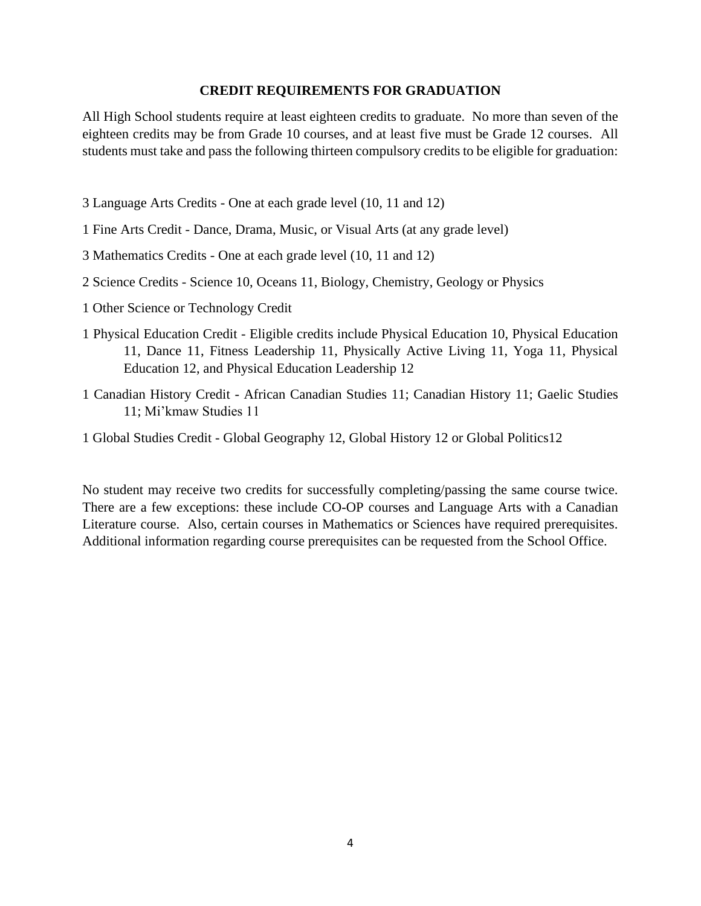## CREDIT REQUIREMENTS FOR GRADUATION

All High School students require at least eighteen credits to graduate. No more than seven of the eighteen credits may be from Grade 10 courses, and at least five must be Grade 12 courses. All students must take and pass the following thirteen compulsory credits to be eligible for graduation:

3 Language Arts Credits - One at each grade level (10, 11 and 12)

1 Fine Arts Credit - Dance, Drama, Music, or Visual Arts (at any grade level)

3 Mathematics Credits - One at each grade level (10, 11 and 12)

2 Science Credits - Science 10, Oceans 11, Biology, Chemistry, Geology or Physics

1 Other Science or Technology Credit

1 Physical Education Credit - Eligible credits include Physical Education 10, Physical Education 11, Dance 11, Fitness Leadership 11, Physically Active Living 11, Yoga 11, Physical Education 12, and Physical Education Leadership 12

1 Canadian History Credit - African Canadian Studies 11; Canadian History 11; Gaelic Studies 11; Mi'kmaw Studies 11

1 Global Studies Credit - Global Geography 12, Global History 12 or Global Politics12

No student may receive two credits for successfully completing/passing the same course twice. There are a few exceptions: these include CO-OP courses and Language Arts with a Canadian Literature course. Also, certain courses in Mathematics or Sciences have required prerequisites. Additional information regarding course prerequisites can be requested from the School Office.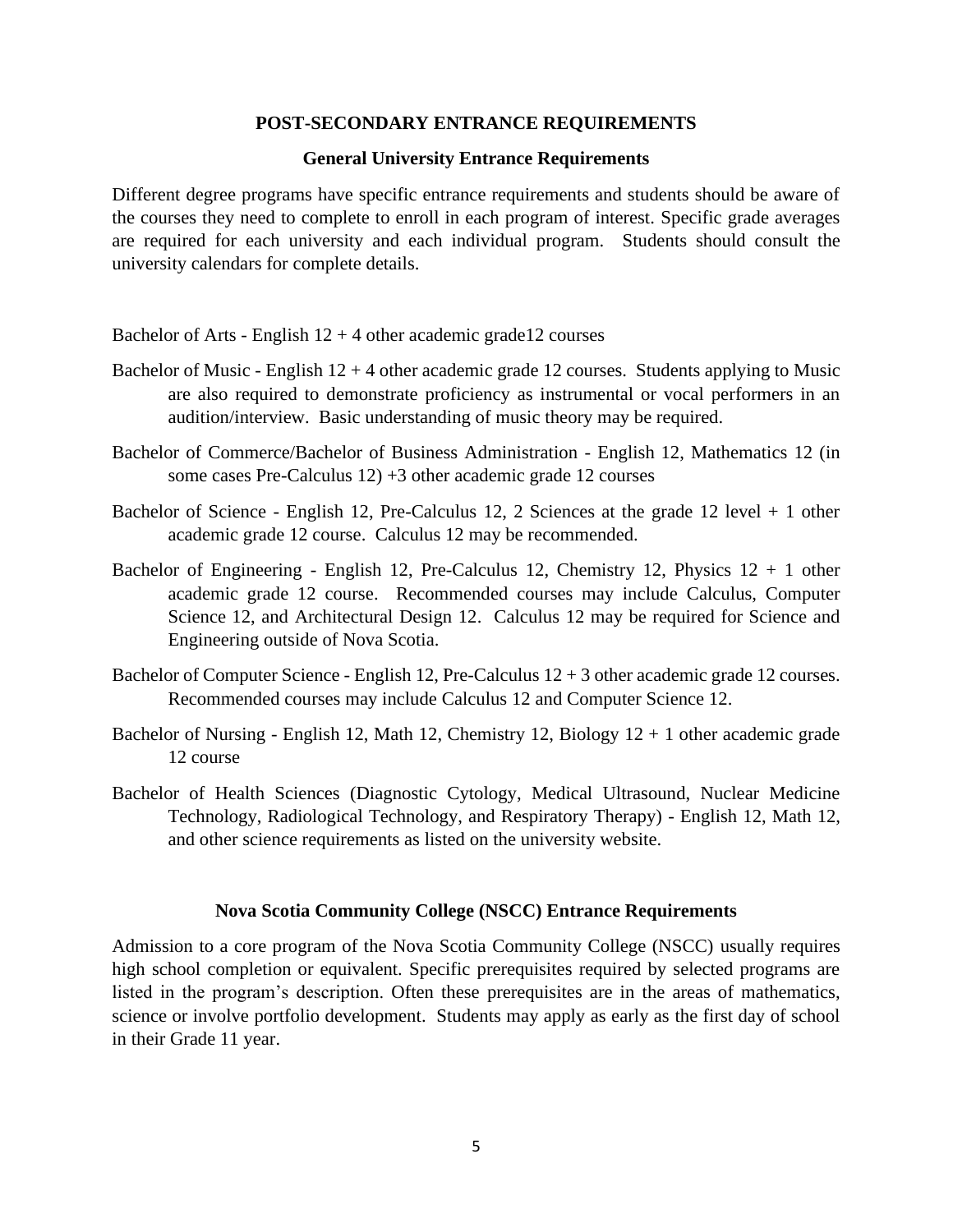## POST-SECONDARY ENTRANCE REQUIREMENTS

### General University Entrance Requirements

Different degree programs have specific entrance requirements and students should be aware of the courses they need to complete to enroll in each program of interest. Specific grade averages are required for each university and each individual program. Students should consult the university calendars for complete details.

Bachelor of Arts - English 12 + 4 other academic grade12 courses

Bachelor of Music - English 12 + 4 other academic grade 12 courses. Students applying to Music are also required to demonstrate proficiency as instrumental or vocal performers in an audition/interview. Basic understanding of music theory may be required.

Bachelor of Commerce/Bachelor of Business Administration - English 12, Mathematics 12 (in some cases Pre-Calculus 12) +3 other academic grade 12 courses

Bachelor of Science - English 12, Pre-Calculus 12, 2 Sciences at the grade 12 level + 1 other academic grade 12 course. Calculus 12 may be recommended.

Bachelor of Engineering - English 12, Pre-Calculus 12, Chemistry 12, Physics 12 + 1 other academic grade 12 course. Recommended courses may include Calculus, Computer Science 12, and Architectural Design 12. Calculus 12 may be required for Science and Engineering outside of Nova Scotia.

Bachelor of Computer Science - English 12, Pre-Calculus 12 + 3 other academic grade 12 courses. Recommended courses may include Calculus 12 and Computer Science 12.

Bachelor of Nursing - English 12, Math 12, Chemistry 12, Biology 12 + 1 other academic grade 12 course

Bachelor of Health Sciences (Diagnostic Cytology, Medical Ultrasound, Nuclear Medicine Technology, Radiological Technology, and Respiratory Therapy) - English 12, Math 12, and other science requirements as listed on the university website.

### Nova Scotia Community College (NSCC) Entrance Requirements

Admission to a core program of the Nova Scotia Community College (NSCC) usually requires high school completion or equivalent. Specific prerequisites required by selected programs are listed in the program's description. Often these prerequisites are in the areas of mathematics, science or involve portfolio development. Students may apply as early as the first day of school in their Grade 11 year.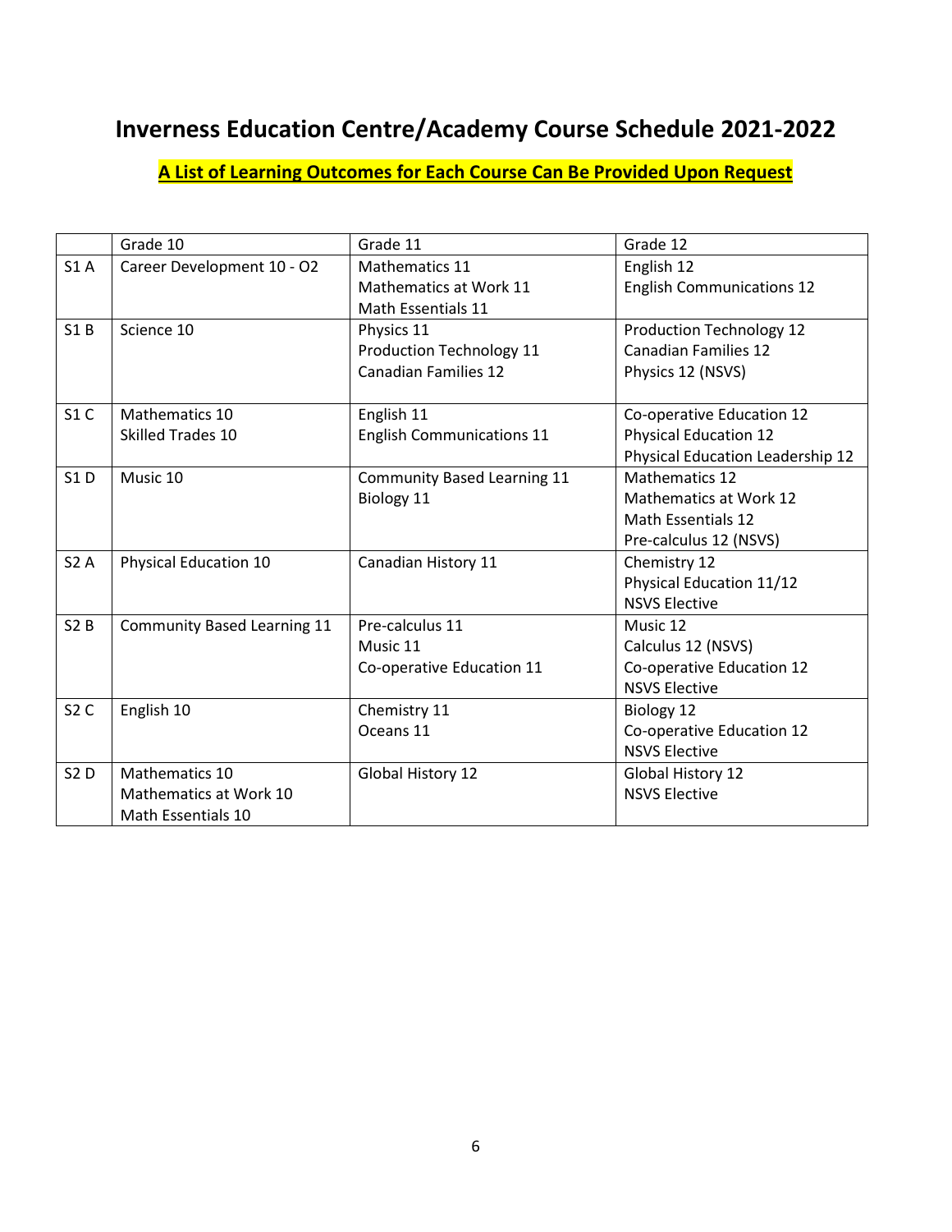# Inverness Education Centre/Academy Course Schedule 2021-2022

**A List of Learning Outcomes for Each Course Can Be Provided Upon Request**

| | Grade 10 | Grade 11 | Grade 12 |
|---|---|---|---|
| S1 A | Career Development 10 - O2 | Mathematics 11<br>Mathematics at Work 11<br>Math Essentials 11 | English 12<br>English Communications 12 |
| S1 B | Science 10 | Physics 11<br>Production Technology 11<br>Canadian Families 12 | Production Technology 12<br>Canadian Families 12<br>Physics 12 (NSVS) |
| S1 C | Mathematics 10<br>Skilled Trades 10 | English 11<br>English Communications 11 | Co-operative Education 12<br>Physical Education 12<br>Physical Education Leadership 12 |
| S1 D | Music 10 | Community Based Learning 11<br>Biology 11 | Mathematics 12<br>Mathematics at Work 12<br>Math Essentials 12<br>Pre-calculus 12 (NSVS) |
| S2 A | Physical Education 10 | Canadian History 11 | Chemistry 12<br>Physical Education 11/12<br>NSVS Elective |
| S2 B | Community Based Learning 11 | Pre-calculus 11<br>Music 11<br>Co-operative Education 11 | Music 12<br>Calculus 12 (NSVS)<br>Co-operative Education 12<br>NSVS Elective |
| S2 C | English 10 | Chemistry 11<br>Oceans 11 | Biology 12<br>Co-operative Education 12<br>NSVS Elective |
| S2 D | Mathematics 10<br>Mathematics at Work 10<br>Math Essentials 10 | Global History 12 | Global History 12<br>NSVS Elective |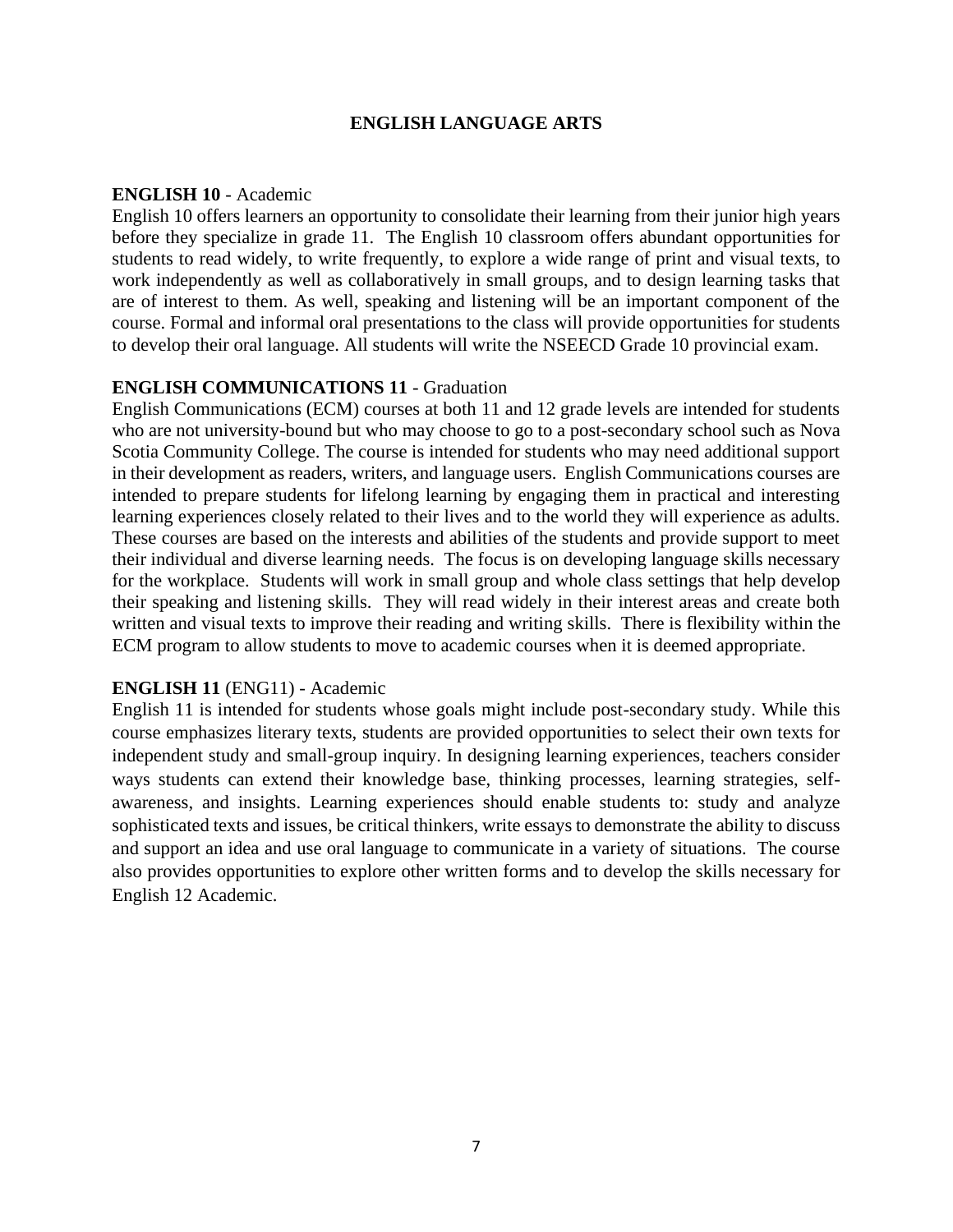# ENGLISH LANGUAGE ARTS

**ENGLISH 10** - Academic

English 10 offers learners an opportunity to consolidate their learning from their junior high years before they specialize in grade 11. The English 10 classroom offers abundant opportunities for students to read widely, to write frequently, to explore a wide range of print and visual texts, to work independently as well as collaboratively in small groups, and to design learning tasks that are of interest to them. As well, speaking and listening will be an important component of the course. Formal and informal oral presentations to the class will provide opportunities for students to develop their oral language. All students will write the NSEECD Grade 10 provincial exam.

**ENGLISH COMMUNICATIONS 11** - Graduation

English Communications (ECM) courses at both 11 and 12 grade levels are intended for students who are not university-bound but who may choose to go to a post-secondary school such as Nova Scotia Community College. The course is intended for students who may need additional support in their development as readers, writers, and language users. English Communications courses are intended to prepare students for lifelong learning by engaging them in practical and interesting learning experiences closely related to their lives and to the world they will experience as adults. These courses are based on the interests and abilities of the students and provide support to meet their individual and diverse learning needs. The focus is on developing language skills necessary for the workplace. Students will work in small group and whole class settings that help develop their speaking and listening skills. They will read widely in their interest areas and create both written and visual texts to improve their reading and writing skills. There is flexibility within the ECM program to allow students to move to academic courses when it is deemed appropriate.

**ENGLISH 11** (ENG11) - Academic

English 11 is intended for students whose goals might include post-secondary study. While this course emphasizes literary texts, students are provided opportunities to select their own texts for independent study and small-group inquiry. In designing learning experiences, teachers consider ways students can extend their knowledge base, thinking processes, learning strategies, self-awareness, and insights. Learning experiences should enable students to: study and analyze sophisticated texts and issues, be critical thinkers, write essays to demonstrate the ability to discuss and support an idea and use oral language to communicate in a variety of situations. The course also provides opportunities to explore other written forms and to develop the skills necessary for English 12 Academic.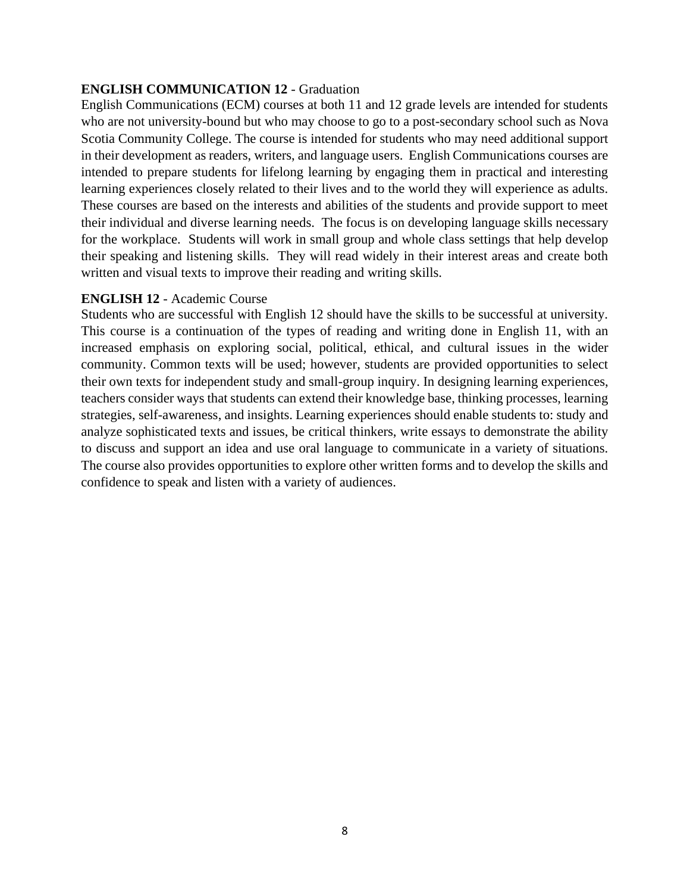**ENGLISH COMMUNICATION 12** - Graduation

English Communications (ECM) courses at both 11 and 12 grade levels are intended for students who are not university-bound but who may choose to go to a post-secondary school such as Nova Scotia Community College. The course is intended for students who may need additional support in their development as readers, writers, and language users. English Communications courses are intended to prepare students for lifelong learning by engaging them in practical and interesting learning experiences closely related to their lives and to the world they will experience as adults. These courses are based on the interests and abilities of the students and provide support to meet their individual and diverse learning needs. The focus is on developing language skills necessary for the workplace. Students will work in small group and whole class settings that help develop their speaking and listening skills. They will read widely in their interest areas and create both written and visual texts to improve their reading and writing skills.

**ENGLISH 12** - Academic Course

Students who are successful with English 12 should have the skills to be successful at university. This course is a continuation of the types of reading and writing done in English 11, with an increased emphasis on exploring social, political, ethical, and cultural issues in the wider community. Common texts will be used; however, students are provided opportunities to select their own texts for independent study and small-group inquiry. In designing learning experiences, teachers consider ways that students can extend their knowledge base, thinking processes, learning strategies, self-awareness, and insights. Learning experiences should enable students to: study and analyze sophisticated texts and issues, be critical thinkers, write essays to demonstrate the ability to discuss and support an idea and use oral language to communicate in a variety of situations. The course also provides opportunities to explore other written forms and to develop the skills and confidence to speak and listen with a variety of audiences.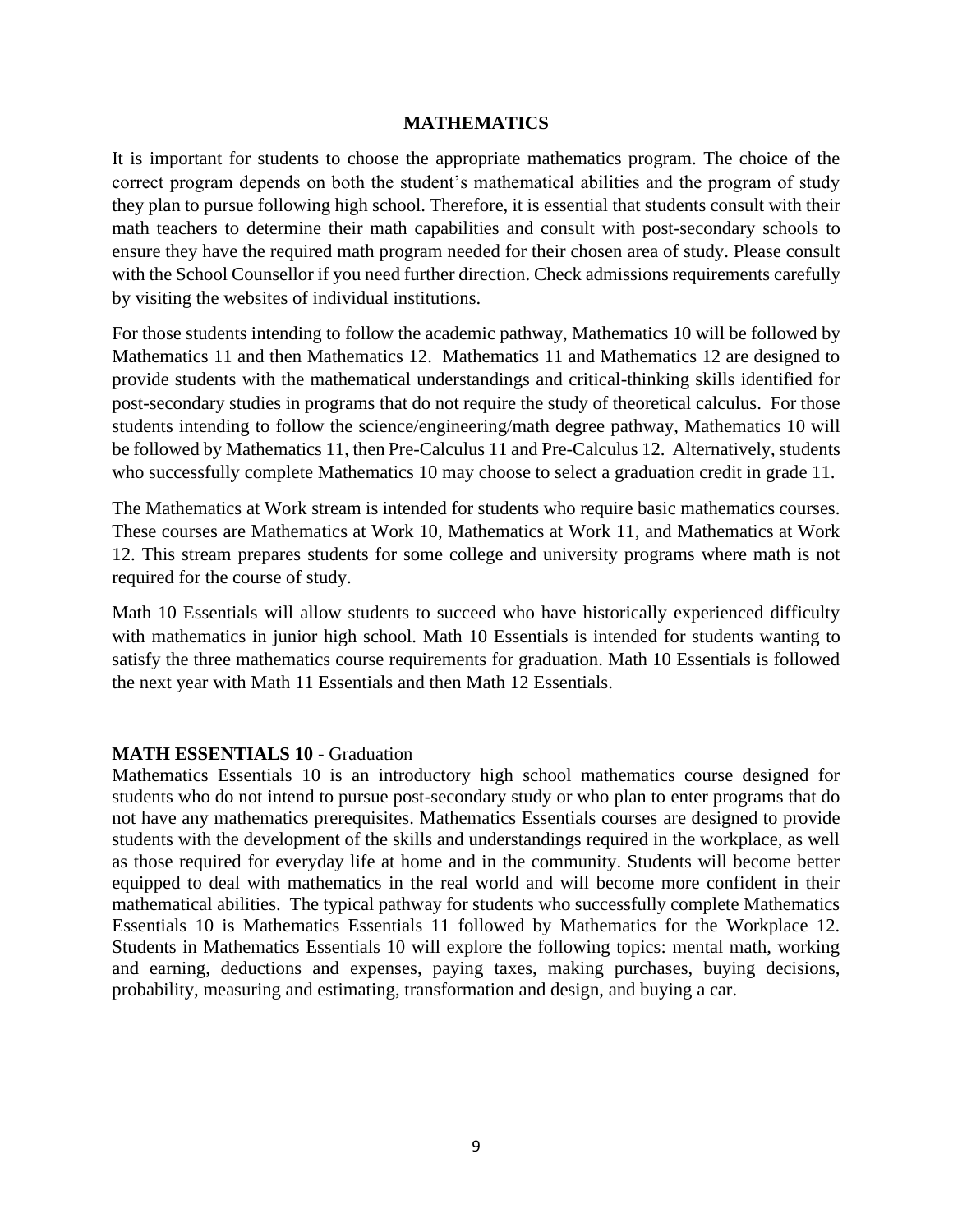# MATHEMATICS

It is important for students to choose the appropriate mathematics program. The choice of the correct program depends on both the student's mathematical abilities and the program of study they plan to pursue following high school. Therefore, it is essential that students consult with their math teachers to determine their math capabilities and consult with post-secondary schools to ensure they have the required math program needed for their chosen area of study. Please consult with the School Counsellor if you need further direction. Check admissions requirements carefully by visiting the websites of individual institutions.

For those students intending to follow the academic pathway, Mathematics 10 will be followed by Mathematics 11 and then Mathematics 12. Mathematics 11 and Mathematics 12 are designed to provide students with the mathematical understandings and critical-thinking skills identified for post-secondary studies in programs that do not require the study of theoretical calculus. For those students intending to follow the science/engineering/math degree pathway, Mathematics 10 will be followed by Mathematics 11, then Pre-Calculus 11 and Pre-Calculus 12. Alternatively, students who successfully complete Mathematics 10 may choose to select a graduation credit in grade 11.

The Mathematics at Work stream is intended for students who require basic mathematics courses. These courses are Mathematics at Work 10, Mathematics at Work 11, and Mathematics at Work 12. This stream prepares students for some college and university programs where math is not required for the course of study.

Math 10 Essentials will allow students to succeed who have historically experienced difficulty with mathematics in junior high school. Math 10 Essentials is intended for students wanting to satisfy the three mathematics course requirements for graduation. Math 10 Essentials is followed the next year with Math 11 Essentials and then Math 12 Essentials.

**MATH ESSENTIALS 10** - Graduation

Mathematics Essentials 10 is an introductory high school mathematics course designed for students who do not intend to pursue post-secondary study or who plan to enter programs that do not have any mathematics prerequisites. Mathematics Essentials courses are designed to provide students with the development of the skills and understandings required in the workplace, as well as those required for everyday life at home and in the community. Students will become better equipped to deal with mathematics in the real world and will become more confident in their mathematical abilities. The typical pathway for students who successfully complete Mathematics Essentials 10 is Mathematics Essentials 11 followed by Mathematics for the Workplace 12. Students in Mathematics Essentials 10 will explore the following topics: mental math, working and earning, deductions and expenses, paying taxes, making purchases, buying decisions, probability, measuring and estimating, transformation and design, and buying a car.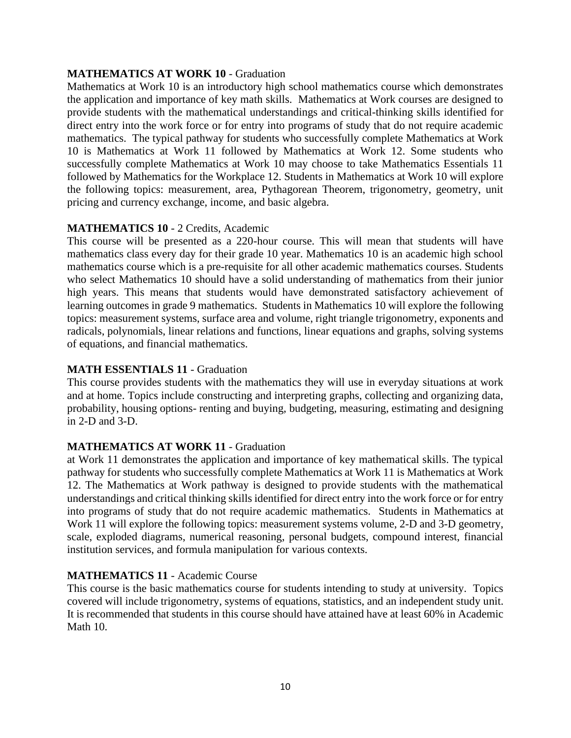**MATHEMATICS AT WORK 10** - Graduation

Mathematics at Work 10 is an introductory high school mathematics course which demonstrates the application and importance of key math skills. Mathematics at Work courses are designed to provide students with the mathematical understandings and critical-thinking skills identified for direct entry into the work force or for entry into programs of study that do not require academic mathematics. The typical pathway for students who successfully complete Mathematics at Work 10 is Mathematics at Work 11 followed by Mathematics at Work 12. Some students who successfully complete Mathematics at Work 10 may choose to take Mathematics Essentials 11 followed by Mathematics for the Workplace 12. Students in Mathematics at Work 10 will explore the following topics: measurement, area, Pythagorean Theorem, trigonometry, geometry, unit pricing and currency exchange, income, and basic algebra.

**MATHEMATICS 10** - 2 Credits, Academic

This course will be presented as a 220-hour course. This will mean that students will have mathematics class every day for their grade 10 year. Mathematics 10 is an academic high school mathematics course which is a pre-requisite for all other academic mathematics courses. Students who select Mathematics 10 should have a solid understanding of mathematics from their junior high years. This means that students would have demonstrated satisfactory achievement of learning outcomes in grade 9 mathematics. Students in Mathematics 10 will explore the following topics: measurement systems, surface area and volume, right triangle trigonometry, exponents and radicals, polynomials, linear relations and functions, linear equations and graphs, solving systems of equations, and financial mathematics.

**MATH ESSENTIALS 11** - Graduation

This course provides students with the mathematics they will use in everyday situations at work and at home. Topics include constructing and interpreting graphs, collecting and organizing data, probability, housing options- renting and buying, budgeting, measuring, estimating and designing in 2-D and 3-D.

**MATHEMATICS AT WORK 11** - Graduation

at Work 11 demonstrates the application and importance of key mathematical skills. The typical pathway for students who successfully complete Mathematics at Work 11 is Mathematics at Work 12. The Mathematics at Work pathway is designed to provide students with the mathematical understandings and critical thinking skills identified for direct entry into the work force or for entry into programs of study that do not require academic mathematics. Students in Mathematics at Work 11 will explore the following topics: measurement systems volume, 2-D and 3-D geometry, scale, exploded diagrams, numerical reasoning, personal budgets, compound interest, financial institution services, and formula manipulation for various contexts.

**MATHEMATICS 11** - Academic Course

This course is the basic mathematics course for students intending to study at university. Topics covered will include trigonometry, systems of equations, statistics, and an independent study unit. It is recommended that students in this course should have attained have at least 60% in Academic Math 10.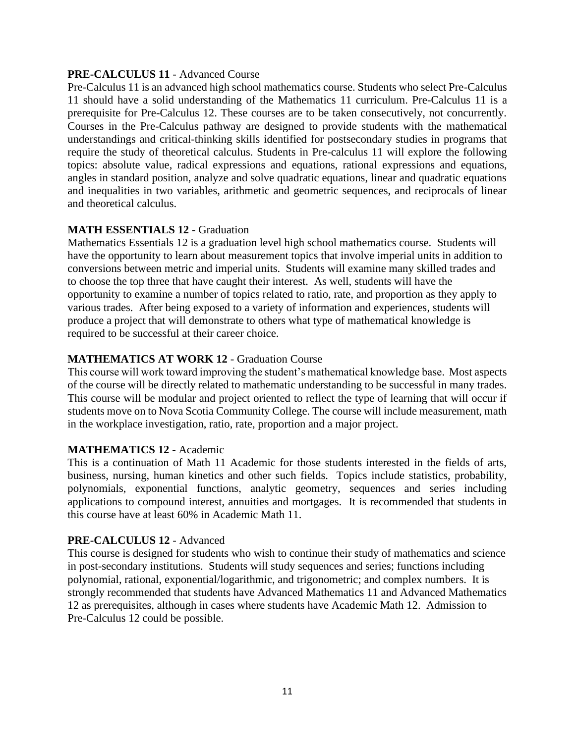**PRE-CALCULUS 11** - Advanced Course

Pre-Calculus 11 is an advanced high school mathematics course. Students who select Pre-Calculus 11 should have a solid understanding of the Mathematics 11 curriculum. Pre-Calculus 11 is a prerequisite for Pre-Calculus 12. These courses are to be taken consecutively, not concurrently. Courses in the Pre-Calculus pathway are designed to provide students with the mathematical understandings and critical-thinking skills identified for postsecondary studies in programs that require the study of theoretical calculus. Students in Pre-calculus 11 will explore the following topics: absolute value, radical expressions and equations, rational expressions and equations, angles in standard position, analyze and solve quadratic equations, linear and quadratic equations and inequalities in two variables, arithmetic and geometric sequences, and reciprocals of linear and theoretical calculus.

**MATH ESSENTIALS 12** - Graduation

Mathematics Essentials 12 is a graduation level high school mathematics course. Students will have the opportunity to learn about measurement topics that involve imperial units in addition to conversions between metric and imperial units. Students will examine many skilled trades and to choose the top three that have caught their interest. As well, students will have the opportunity to examine a number of topics related to ratio, rate, and proportion as they apply to various trades. After being exposed to a variety of information and experiences, students will produce a project that will demonstrate to others what type of mathematical knowledge is required to be successful at their career choice.

**MATHEMATICS AT WORK 12** - Graduation Course

This course will work toward improving the student's mathematical knowledge base. Most aspects of the course will be directly related to mathematic understanding to be successful in many trades. This course will be modular and project oriented to reflect the type of learning that will occur if students move on to Nova Scotia Community College. The course will include measurement, math in the workplace investigation, ratio, rate, proportion and a major project.

**MATHEMATICS 12** - Academic

This is a continuation of Math 11 Academic for those students interested in the fields of arts, business, nursing, human kinetics and other such fields. Topics include statistics, probability, polynomials, exponential functions, analytic geometry, sequences and series including applications to compound interest, annuities and mortgages. It is recommended that students in this course have at least 60% in Academic Math 11.

**PRE-CALCULUS 12** - Advanced

This course is designed for students who wish to continue their study of mathematics and science in post-secondary institutions. Students will study sequences and series; functions including polynomial, rational, exponential/logarithmic, and trigonometric; and complex numbers. It is strongly recommended that students have Advanced Mathematics 11 and Advanced Mathematics 12 as prerequisites, although in cases where students have Academic Math 12. Admission to Pre-Calculus 12 could be possible.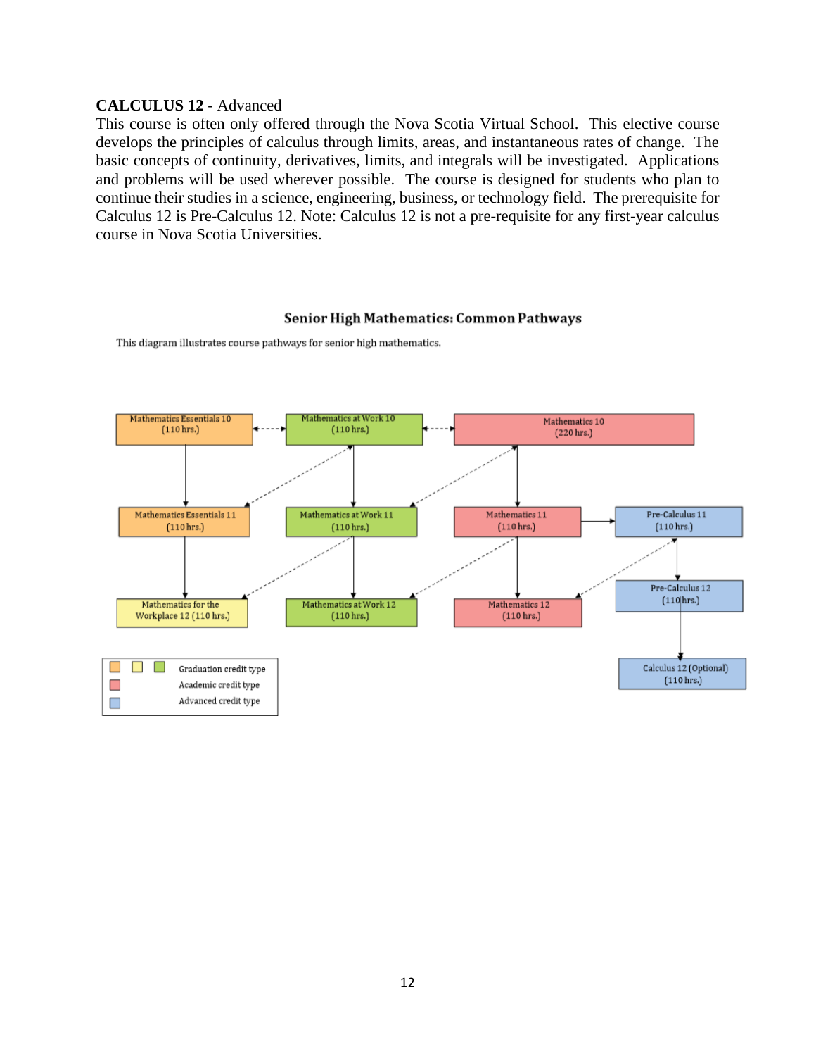**CALCULUS 12** - Advanced

This course is often only offered through the Nova Scotia Virtual School. This elective course develops the principles of calculus through limits, areas, and instantaneous rates of change. The basic concepts of continuity, derivatives, limits, and integrals will be investigated. Applications and problems will be used wherever possible. The course is designed for students who plan to continue their studies in a science, engineering, business, or technology field. The prerequisite for Calculus 12 is Pre-Calculus 12. Note: Calculus 12 is not a pre-requisite for any first-year calculus course in Nova Scotia Universities.

**Senior High Mathematics: Common Pathways**

This diagram illustrates course pathways for senior high mathematics.

Mathematics Essentials 10 (110 hrs.)

Mathematics at Work 10 (110 hrs.)

Mathematics 10 (220 hrs.)

Mathematics Essentials 11 (110 hrs.)

Mathematics at Work 11 (110 hrs.)

Mathematics 11 (110 hrs.)

Pre-Calculus 11 (110 hrs.)

Mathematics for the Workplace 12 (110 hrs.)

Mathematics at Work 12 (110 hrs.)

Mathematics 12 (110 hrs.)

Pre-Calculus 12 (110 hrs.)

Calculus 12 (Optional) (110 hrs.)

Graduation credit type

Academic credit type

Advanced credit type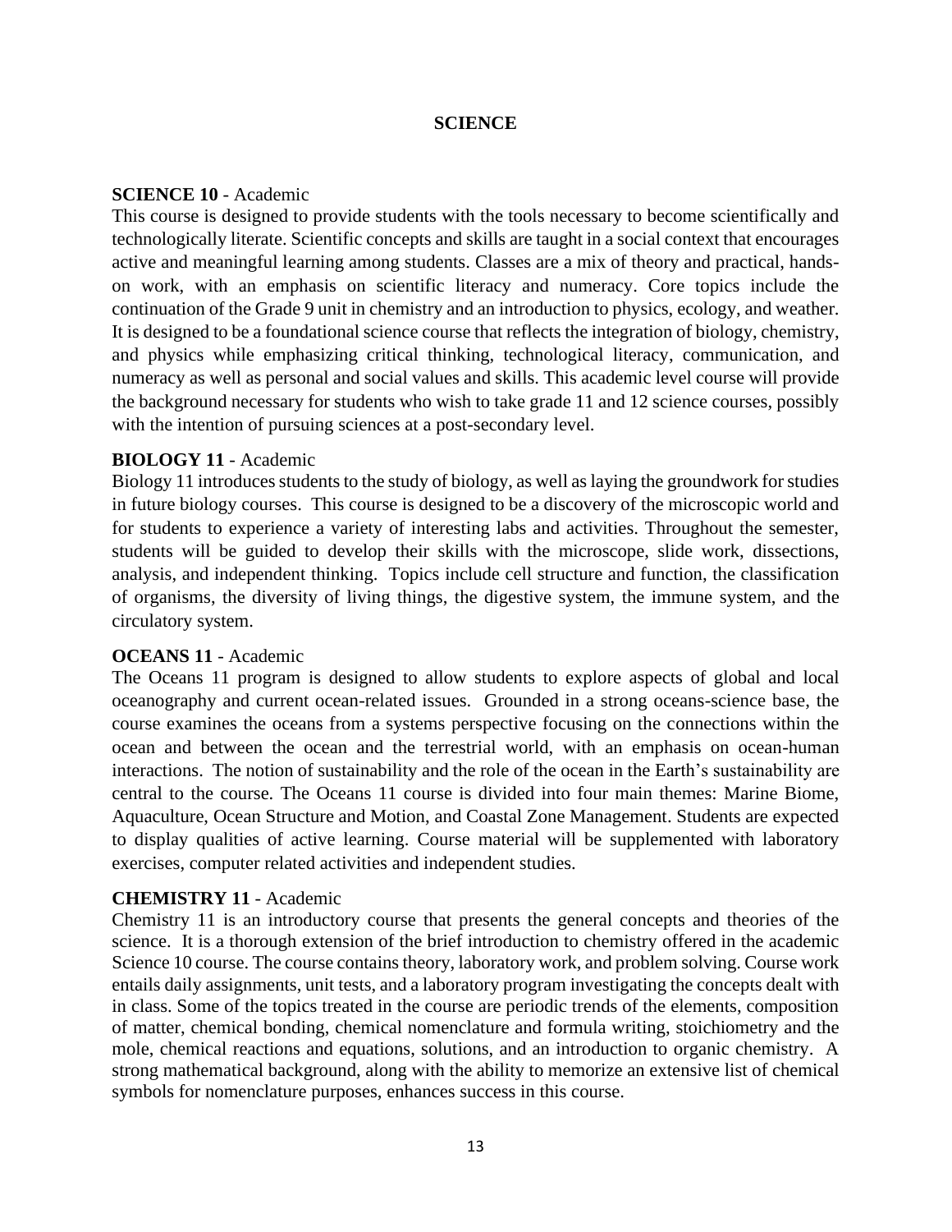# SCIENCE

**SCIENCE 10** - Academic

This course is designed to provide students with the tools necessary to become scientifically and technologically literate. Scientific concepts and skills are taught in a social context that encourages active and meaningful learning among students. Classes are a mix of theory and practical, hands-on work, with an emphasis on scientific literacy and numeracy. Core topics include the continuation of the Grade 9 unit in chemistry and an introduction to physics, ecology, and weather. It is designed to be a foundational science course that reflects the integration of biology, chemistry, and physics while emphasizing critical thinking, technological literacy, communication, and numeracy as well as personal and social values and skills. This academic level course will provide the background necessary for students who wish to take grade 11 and 12 science courses, possibly with the intention of pursuing sciences at a post-secondary level.

**BIOLOGY 11** - Academic

Biology 11 introduces students to the study of biology, as well as laying the groundwork for studies in future biology courses. This course is designed to be a discovery of the microscopic world and for students to experience a variety of interesting labs and activities. Throughout the semester, students will be guided to develop their skills with the microscope, slide work, dissections, analysis, and independent thinking. Topics include cell structure and function, the classification of organisms, the diversity of living things, the digestive system, the immune system, and the circulatory system.

**OCEANS 11** - Academic

The Oceans 11 program is designed to allow students to explore aspects of global and local oceanography and current ocean-related issues. Grounded in a strong oceans-science base, the course examines the oceans from a systems perspective focusing on the connections within the ocean and between the ocean and the terrestrial world, with an emphasis on ocean-human interactions. The notion of sustainability and the role of the ocean in the Earth's sustainability are central to the course. The Oceans 11 course is divided into four main themes: Marine Biome, Aquaculture, Ocean Structure and Motion, and Coastal Zone Management. Students are expected to display qualities of active learning. Course material will be supplemented with laboratory exercises, computer related activities and independent studies.

**CHEMISTRY 11** - Academic

Chemistry 11 is an introductory course that presents the general concepts and theories of the science. It is a thorough extension of the brief introduction to chemistry offered in the academic Science 10 course. The course contains theory, laboratory work, and problem solving. Course work entails daily assignments, unit tests, and a laboratory program investigating the concepts dealt with in class. Some of the topics treated in the course are periodic trends of the elements, composition of matter, chemical bonding, chemical nomenclature and formula writing, stoichiometry and the mole, chemical reactions and equations, solutions, and an introduction to organic chemistry. A strong mathematical background, along with the ability to memorize an extensive list of chemical symbols for nomenclature purposes, enhances success in this course.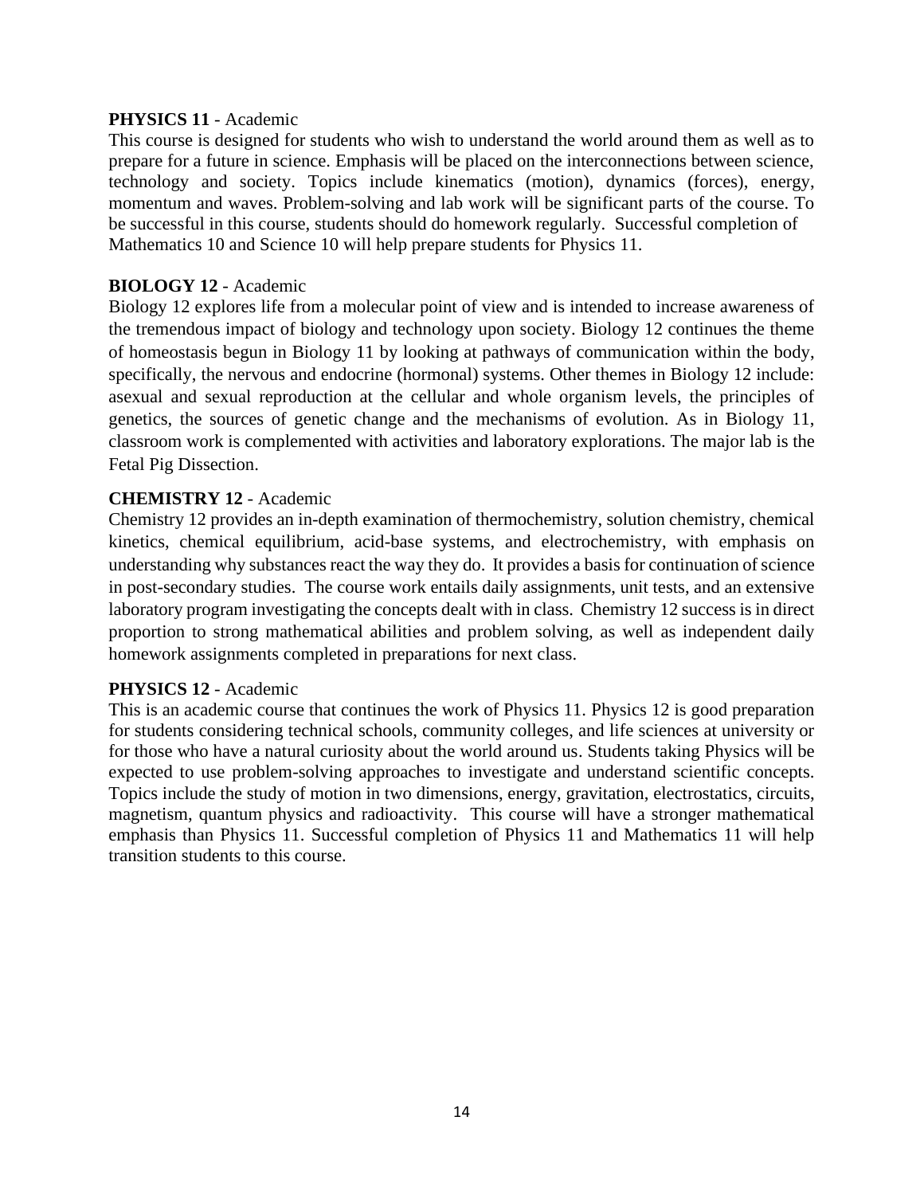**PHYSICS 11** - Academic

This course is designed for students who wish to understand the world around them as well as to prepare for a future in science. Emphasis will be placed on the interconnections between science, technology and society. Topics include kinematics (motion), dynamics (forces), energy, momentum and waves. Problem-solving and lab work will be significant parts of the course. To be successful in this course, students should do homework regularly. Successful completion of Mathematics 10 and Science 10 will help prepare students for Physics 11.

**BIOLOGY 12** - Academic

Biology 12 explores life from a molecular point of view and is intended to increase awareness of the tremendous impact of biology and technology upon society. Biology 12 continues the theme of homeostasis begun in Biology 11 by looking at pathways of communication within the body, specifically, the nervous and endocrine (hormonal) systems. Other themes in Biology 12 include: asexual and sexual reproduction at the cellular and whole organism levels, the principles of genetics, the sources of genetic change and the mechanisms of evolution. As in Biology 11, classroom work is complemented with activities and laboratory explorations. The major lab is the Fetal Pig Dissection.

**CHEMISTRY 12** - Academic

Chemistry 12 provides an in-depth examination of thermochemistry, solution chemistry, chemical kinetics, chemical equilibrium, acid-base systems, and electrochemistry, with emphasis on understanding why substances react the way they do. It provides a basis for continuation of science in post-secondary studies. The course work entails daily assignments, unit tests, and an extensive laboratory program investigating the concepts dealt with in class. Chemistry 12 success is in direct proportion to strong mathematical abilities and problem solving, as well as independent daily homework assignments completed in preparations for next class.

**PHYSICS 12** - Academic

This is an academic course that continues the work of Physics 11. Physics 12 is good preparation for students considering technical schools, community colleges, and life sciences at university or for those who have a natural curiosity about the world around us. Students taking Physics will be expected to use problem-solving approaches to investigate and understand scientific concepts. Topics include the study of motion in two dimensions, energy, gravitation, electrostatics, circuits, magnetism, quantum physics and radioactivity. This course will have a stronger mathematical emphasis than Physics 11. Successful completion of Physics 11 and Mathematics 11 will help transition students to this course.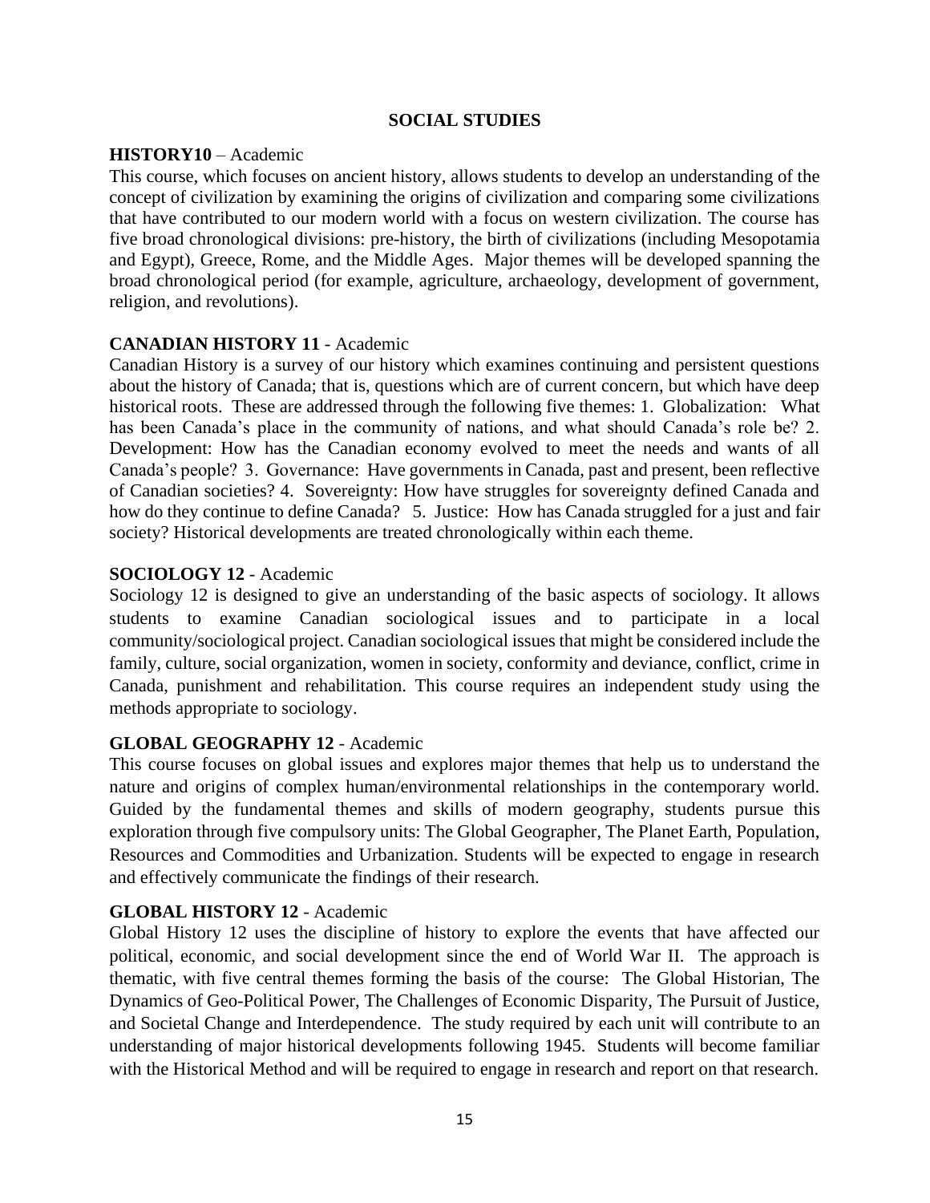# SOCIAL STUDIES

**HISTORY10** – Academic

This course, which focuses on ancient history, allows students to develop an understanding of the concept of civilization by examining the origins of civilization and comparing some civilizations that have contributed to our modern world with a focus on western civilization. The course has five broad chronological divisions: pre-history, the birth of civilizations (including Mesopotamia and Egypt), Greece, Rome, and the Middle Ages. Major themes will be developed spanning the broad chronological period (for example, agriculture, archaeology, development of government, religion, and revolutions).

**CANADIAN HISTORY 11** - Academic

Canadian History is a survey of our history which examines continuing and persistent questions about the history of Canada; that is, questions which are of current concern, but which have deep historical roots. These are addressed through the following five themes: 1. Globalization: What has been Canada's place in the community of nations, and what should Canada's role be? 2. Development: How has the Canadian economy evolved to meet the needs and wants of all Canada's people? 3. Governance: Have governments in Canada, past and present, been reflective of Canadian societies? 4. Sovereignty: How have struggles for sovereignty defined Canada and how do they continue to define Canada? 5. Justice: How has Canada struggled for a just and fair society? Historical developments are treated chronologically within each theme.

**SOCIOLOGY 12** - Academic

Sociology 12 is designed to give an understanding of the basic aspects of sociology. It allows students to examine Canadian sociological issues and to participate in a local community/sociological project. Canadian sociological issues that might be considered include the family, culture, social organization, women in society, conformity and deviance, conflict, crime in Canada, punishment and rehabilitation. This course requires an independent study using the methods appropriate to sociology.

**GLOBAL GEOGRAPHY 12** - Academic

This course focuses on global issues and explores major themes that help us to understand the nature and origins of complex human/environmental relationships in the contemporary world. Guided by the fundamental themes and skills of modern geography, students pursue this exploration through five compulsory units: The Global Geographer, The Planet Earth, Population, Resources and Commodities and Urbanization. Students will be expected to engage in research and effectively communicate the findings of their research.

**GLOBAL HISTORY 12** - Academic

Global History 12 uses the discipline of history to explore the events that have affected our political, economic, and social development since the end of World War II. The approach is thematic, with five central themes forming the basis of the course: The Global Historian, The Dynamics of Geo-Political Power, The Challenges of Economic Disparity, The Pursuit of Justice, and Societal Change and Interdependence. The study required by each unit will contribute to an understanding of major historical developments following 1945. Students will become familiar with the Historical Method and will be required to engage in research and report on that research.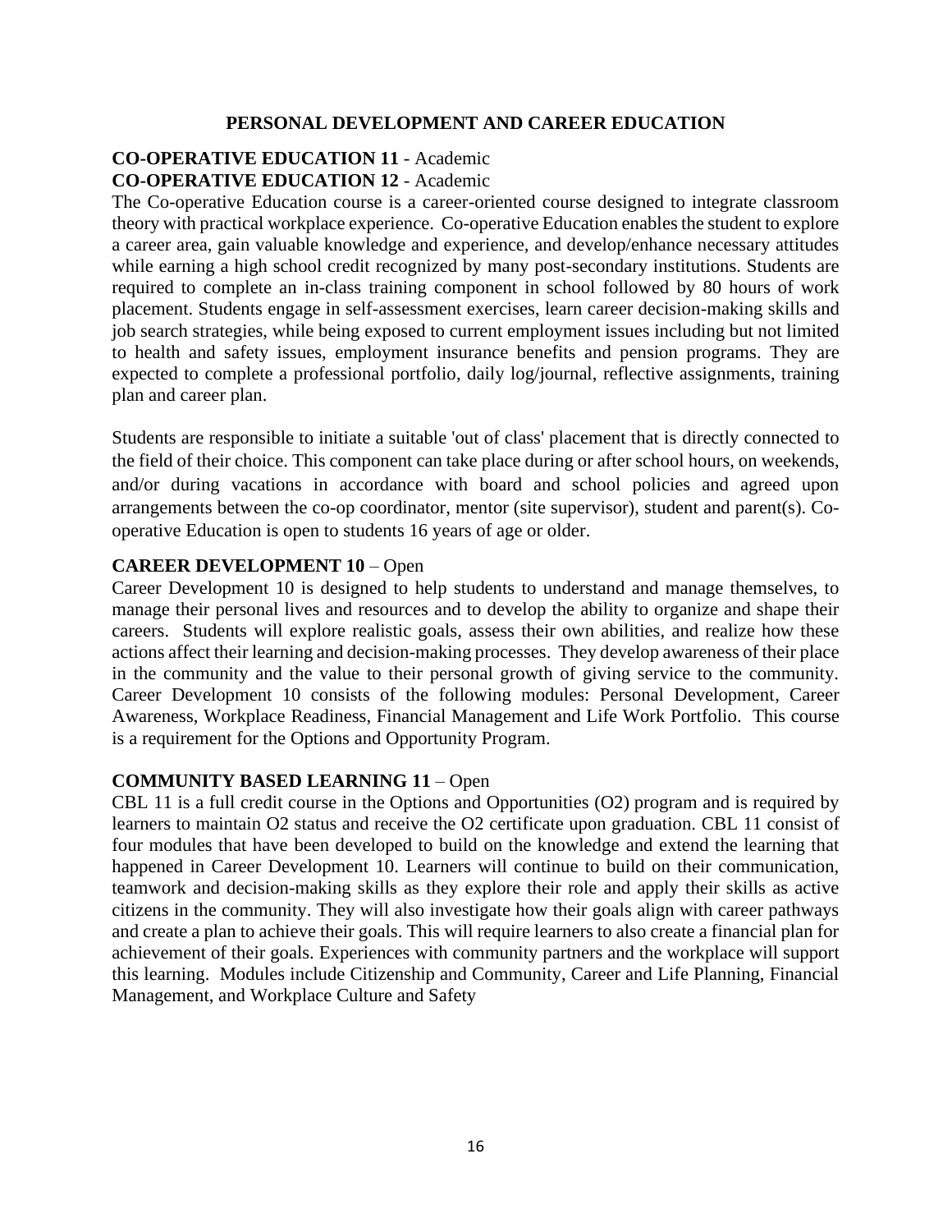# PERSONAL DEVELOPMENT AND CAREER EDUCATION

**CO-OPERATIVE EDUCATION 11** - Academic
**CO-OPERATIVE EDUCATION 12** - Academic

The Co-operative Education course is a career-oriented course designed to integrate classroom theory with practical workplace experience. Co-operative Education enables the student to explore a career area, gain valuable knowledge and experience, and develop/enhance necessary attitudes while earning a high school credit recognized by many post-secondary institutions. Students are required to complete an in-class training component in school followed by 80 hours of work placement. Students engage in self-assessment exercises, learn career decision-making skills and job search strategies, while being exposed to current employment issues including but not limited to health and safety issues, employment insurance benefits and pension programs. They are expected to complete a professional portfolio, daily log/journal, reflective assignments, training plan and career plan.

Students are responsible to initiate a suitable 'out of class' placement that is directly connected to the field of their choice. This component can take place during or after school hours, on weekends, and/or during vacations in accordance with board and school policies and agreed upon arrangements between the co-op coordinator, mentor (site supervisor), student and parent(s). Co-operative Education is open to students 16 years of age or older.

**CAREER DEVELOPMENT 10** – Open

Career Development 10 is designed to help students to understand and manage themselves, to manage their personal lives and resources and to develop the ability to organize and shape their careers. Students will explore realistic goals, assess their own abilities, and realize how these actions affect their learning and decision-making processes. They develop awareness of their place in the community and the value to their personal growth of giving service to the community. Career Development 10 consists of the following modules: Personal Development, Career Awareness, Workplace Readiness, Financial Management and Life Work Portfolio. This course is a requirement for the Options and Opportunity Program.

**COMMUNITY BASED LEARNING 11** – Open

CBL 11 is a full credit course in the Options and Opportunities (O2) program and is required by learners to maintain O2 status and receive the O2 certificate upon graduation. CBL 11 consist of four modules that have been developed to build on the knowledge and extend the learning that happened in Career Development 10. Learners will continue to build on their communication, teamwork and decision-making skills as they explore their role and apply their skills as active citizens in the community. They will also investigate how their goals align with career pathways and create a plan to achieve their goals. This will require learners to also create a financial plan for achievement of their goals. Experiences with community partners and the workplace will support this learning. Modules include Citizenship and Community, Career and Life Planning, Financial Management, and Workplace Culture and Safety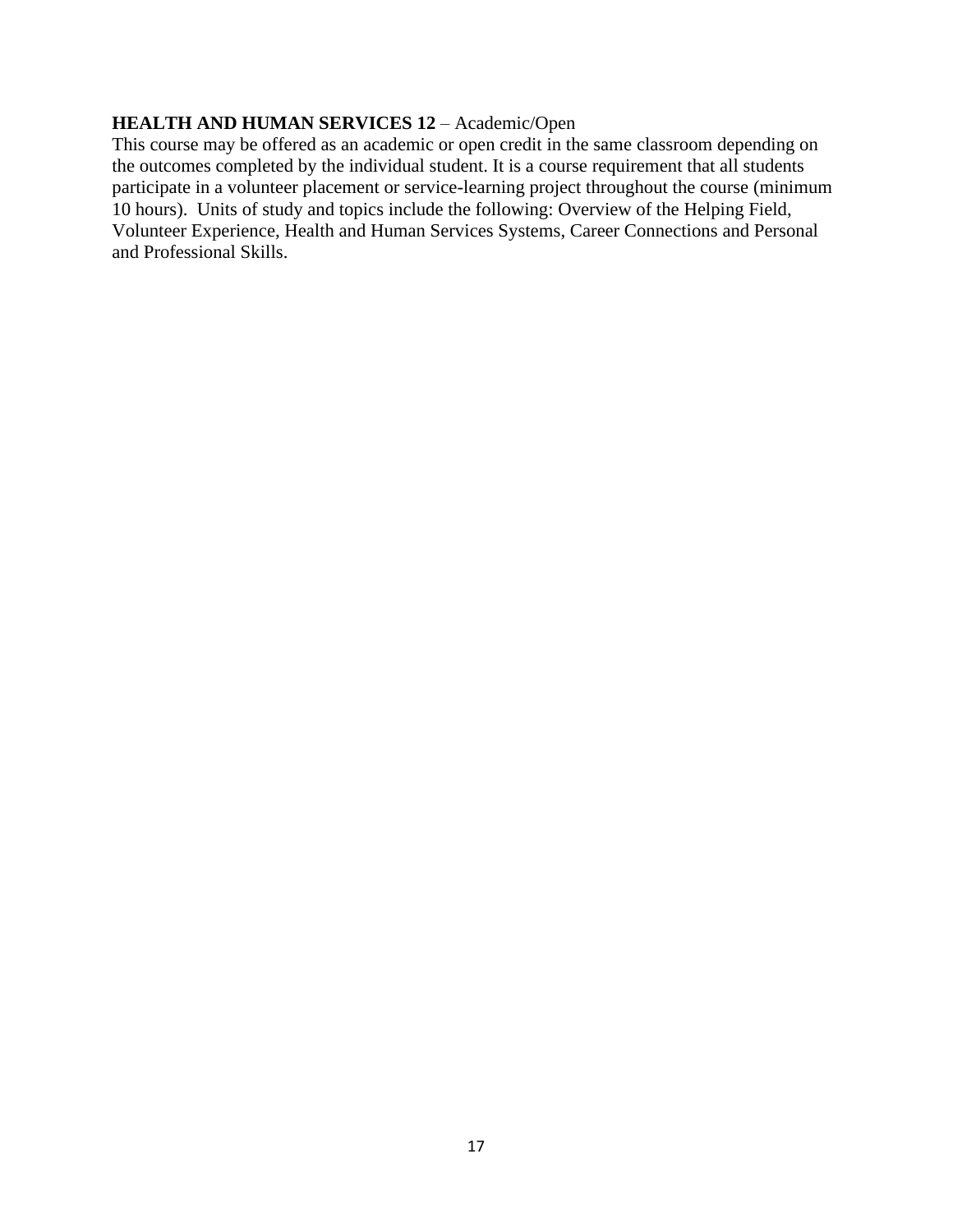**HEALTH AND HUMAN SERVICES 12** – Academic/Open

This course may be offered as an academic or open credit in the same classroom depending on the outcomes completed by the individual student. It is a course requirement that all students participate in a volunteer placement or service-learning project throughout the course (minimum 10 hours). Units of study and topics include the following: Overview of the Helping Field, Volunteer Experience, Health and Human Services Systems, Career Connections and Personal and Professional Skills.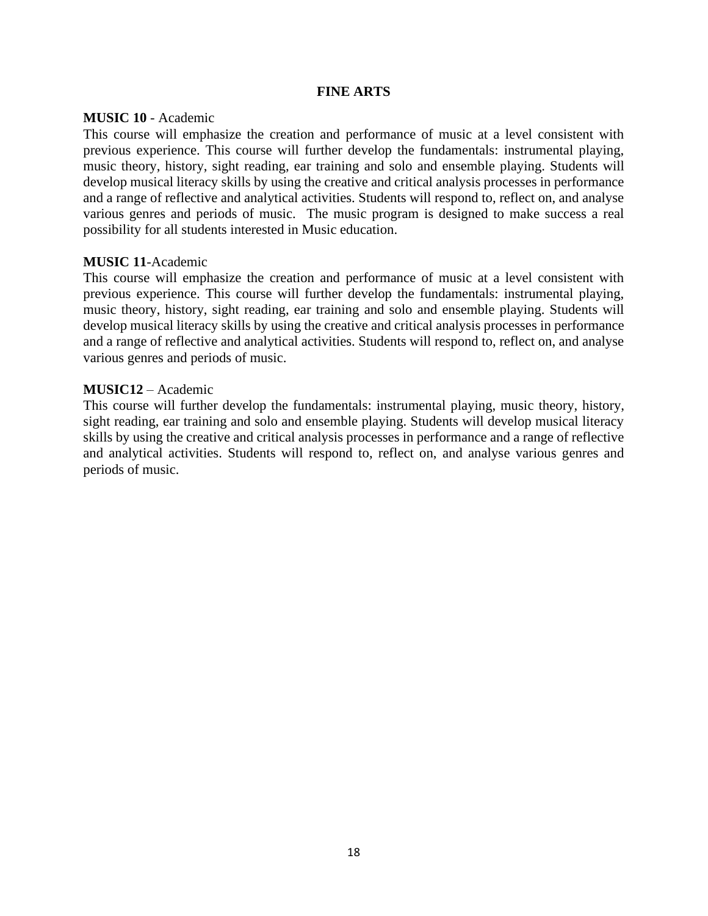# FINE ARTS

**MUSIC 10** - Academic
This course will emphasize the creation and performance of music at a level consistent with previous experience. This course will further develop the fundamentals: instrumental playing, music theory, history, sight reading, ear training and solo and ensemble playing. Students will develop musical literacy skills by using the creative and critical analysis processes in performance and a range of reflective and analytical activities. Students will respond to, reflect on, and analyse various genres and periods of music. The music program is designed to make success a real possibility for all students interested in Music education.

**MUSIC 11**-Academic
This course will emphasize the creation and performance of music at a level consistent with previous experience. This course will further develop the fundamentals: instrumental playing, music theory, history, sight reading, ear training and solo and ensemble playing. Students will develop musical literacy skills by using the creative and critical analysis processes in performance and a range of reflective and analytical activities. Students will respond to, reflect on, and analyse various genres and periods of music.

**MUSIC12** – Academic
This course will further develop the fundamentals: instrumental playing, music theory, history, sight reading, ear training and solo and ensemble playing. Students will develop musical literacy skills by using the creative and critical analysis processes in performance and a range of reflective and analytical activities. Students will respond to, reflect on, and analyse various genres and periods of music.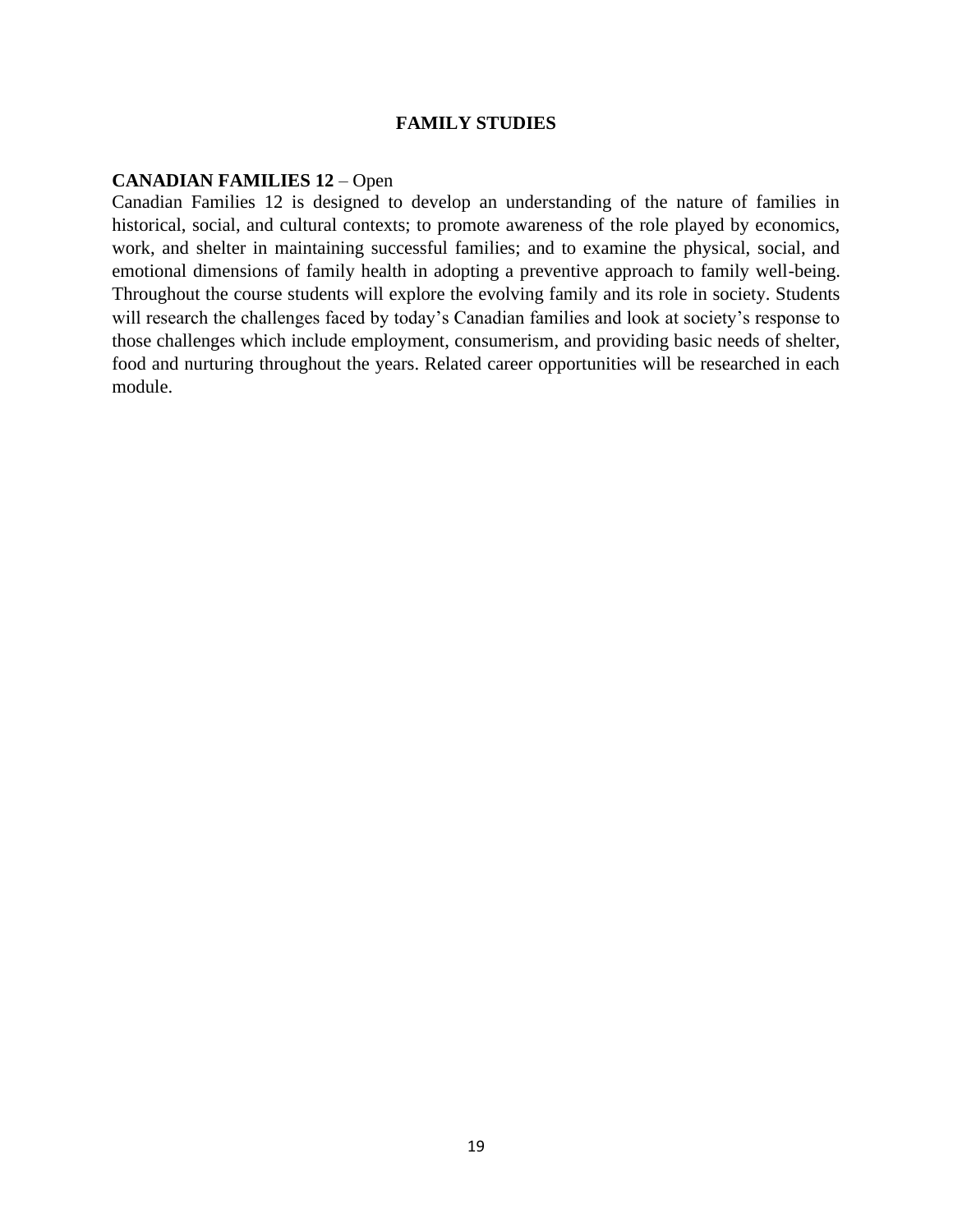# FAMILY STUDIES

**CANADIAN FAMILIES 12** – Open

Canadian Families 12 is designed to develop an understanding of the nature of families in historical, social, and cultural contexts; to promote awareness of the role played by economics, work, and shelter in maintaining successful families; and to examine the physical, social, and emotional dimensions of family health in adopting a preventive approach to family well-being. Throughout the course students will explore the evolving family and its role in society. Students will research the challenges faced by today's Canadian families and look at society's response to those challenges which include employment, consumerism, and providing basic needs of shelter, food and nurturing throughout the years. Related career opportunities will be researched in each module.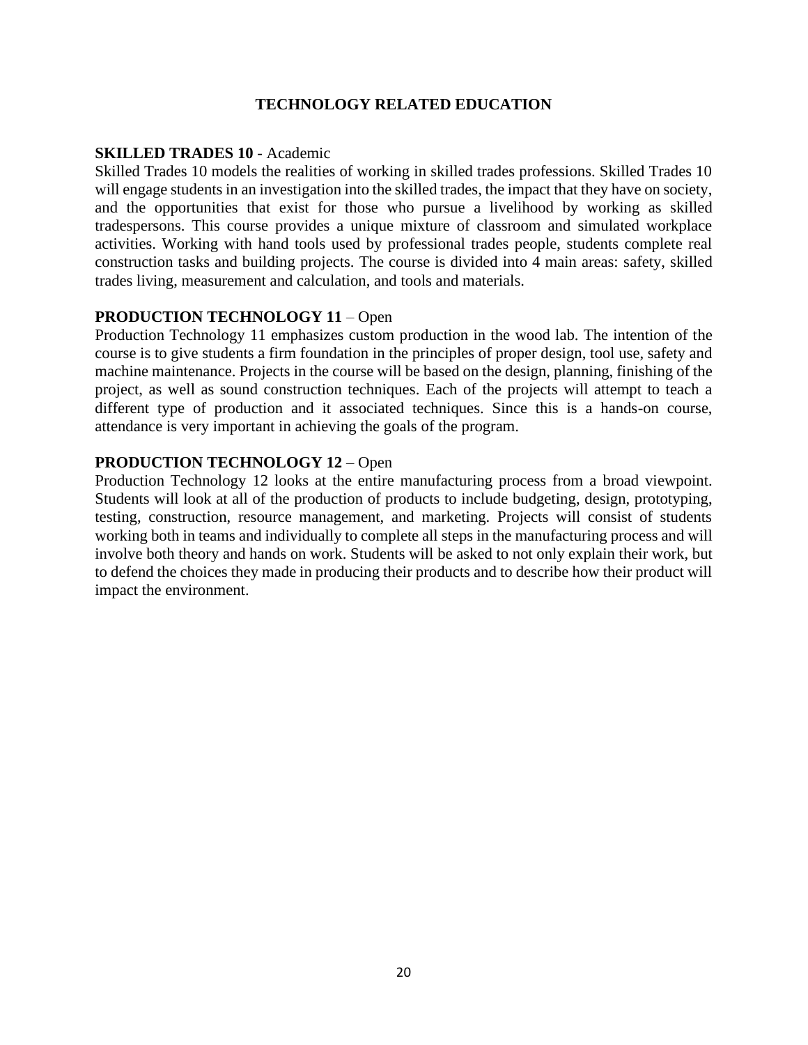# TECHNOLOGY RELATED EDUCATION

**SKILLED TRADES 10** - Academic

Skilled Trades 10 models the realities of working in skilled trades professions. Skilled Trades 10 will engage students in an investigation into the skilled trades, the impact that they have on society, and the opportunities that exist for those who pursue a livelihood by working as skilled tradespersons. This course provides a unique mixture of classroom and simulated workplace activities. Working with hand tools used by professional trades people, students complete real construction tasks and building projects. The course is divided into 4 main areas: safety, skilled trades living, measurement and calculation, and tools and materials.

**PRODUCTION TECHNOLOGY 11** – Open

Production Technology 11 emphasizes custom production in the wood lab. The intention of the course is to give students a firm foundation in the principles of proper design, tool use, safety and machine maintenance. Projects in the course will be based on the design, planning, finishing of the project, as well as sound construction techniques. Each of the projects will attempt to teach a different type of production and it associated techniques. Since this is a hands-on course, attendance is very important in achieving the goals of the program.

**PRODUCTION TECHNOLOGY 12** – Open

Production Technology 12 looks at the entire manufacturing process from a broad viewpoint. Students will look at all of the production of products to include budgeting, design, prototyping, testing, construction, resource management, and marketing. Projects will consist of students working both in teams and individually to complete all steps in the manufacturing process and will involve both theory and hands on work. Students will be asked to not only explain their work, but to defend the choices they made in producing their products and to describe how their product will impact the environment.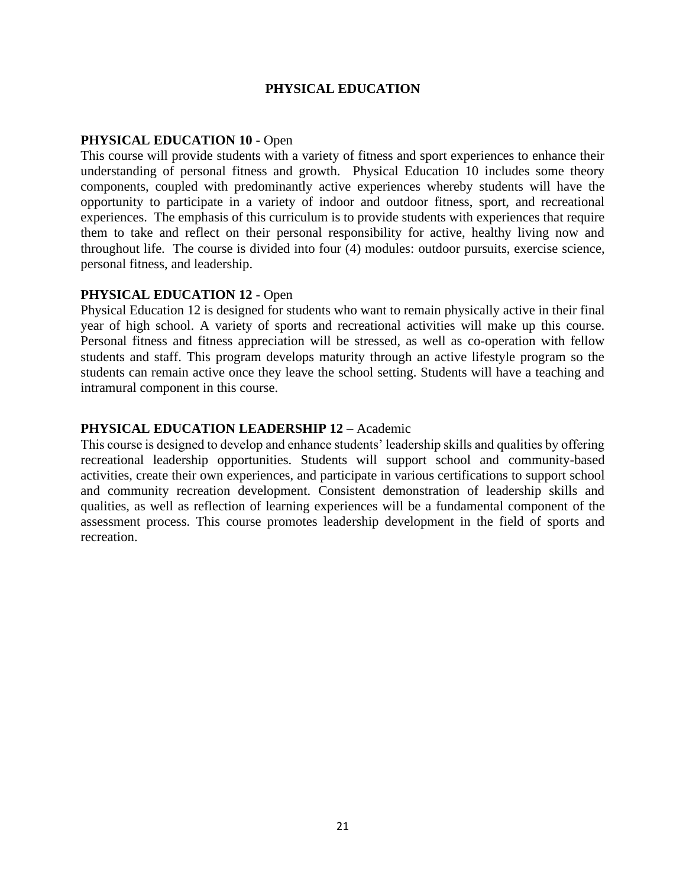# PHYSICAL EDUCATION

## PHYSICAL EDUCATION 10 - Open

This course will provide students with a variety of fitness and sport experiences to enhance their understanding of personal fitness and growth. Physical Education 10 includes some theory components, coupled with predominantly active experiences whereby students will have the opportunity to participate in a variety of indoor and outdoor fitness, sport, and recreational experiences. The emphasis of this curriculum is to provide students with experiences that require them to take and reflect on their personal responsibility for active, healthy living now and throughout life. The course is divided into four (4) modules: outdoor pursuits, exercise science, personal fitness, and leadership.

## PHYSICAL EDUCATION 12 - Open

Physical Education 12 is designed for students who want to remain physically active in their final year of high school. A variety of sports and recreational activities will make up this course. Personal fitness and fitness appreciation will be stressed, as well as co-operation with fellow students and staff. This program develops maturity through an active lifestyle program so the students can remain active once they leave the school setting. Students will have a teaching and intramural component in this course.

## PHYSICAL EDUCATION LEADERSHIP 12 – Academic

This course is designed to develop and enhance students' leadership skills and qualities by offering recreational leadership opportunities. Students will support school and community-based activities, create their own experiences, and participate in various certifications to support school and community recreation development. Consistent demonstration of leadership skills and qualities, as well as reflection of learning experiences will be a fundamental component of the assessment process. This course promotes leadership development in the field of sports and recreation.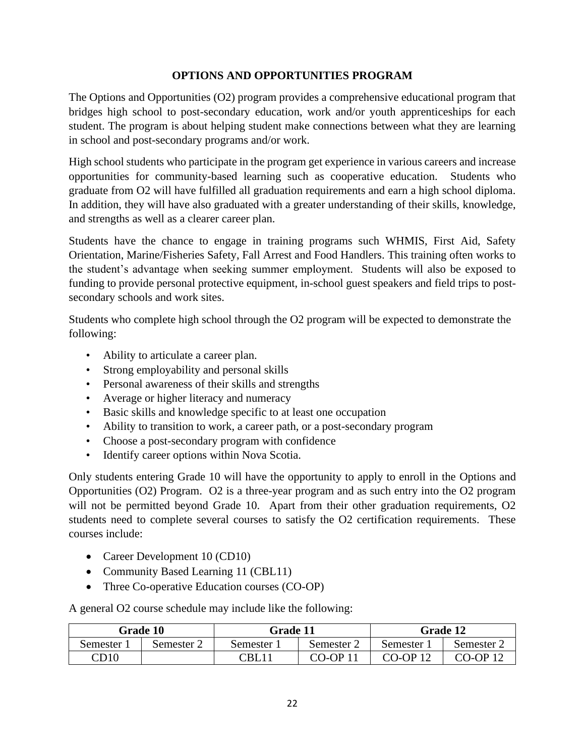## OPTIONS AND OPPORTUNITIES PROGRAM

The Options and Opportunities (O2) program provides a comprehensive educational program that bridges high school to post-secondary education, work and/or youth apprenticeships for each student. The program is about helping student make connections between what they are learning in school and post-secondary programs and/or work.

High school students who participate in the program get experience in various careers and increase opportunities for community-based learning such as cooperative education. Students who graduate from O2 will have fulfilled all graduation requirements and earn a high school diploma. In addition, they will have also graduated with a greater understanding of their skills, knowledge, and strengths as well as a clearer career plan.

Students have the chance to engage in training programs such WHMIS, First Aid, Safety Orientation, Marine/Fisheries Safety, Fall Arrest and Food Handlers. This training often works to the student's advantage when seeking summer employment. Students will also be exposed to funding to provide personal protective equipment, in-school guest speakers and field trips to post-secondary schools and work sites.

Students who complete high school through the O2 program will be expected to demonstrate the following:

- Ability to articulate a career plan.
- Strong employability and personal skills
- Personal awareness of their skills and strengths
- Average or higher literacy and numeracy
- Basic skills and knowledge specific to at least one occupation
- Ability to transition to work, a career path, or a post-secondary program
- Choose a post-secondary program with confidence
- Identify career options within Nova Scotia.

Only students entering Grade 10 will have the opportunity to apply to enroll in the Options and Opportunities (O2) Program. O2 is a three-year program and as such entry into the O2 program will not be permitted beyond Grade 10. Apart from their other graduation requirements, O2 students need to complete several courses to satisfy the O2 certification requirements. These courses include:

- Career Development 10 (CD10)
- Community Based Learning 11 (CBL11)
- Three Co-operative Education courses (CO-OP)

A general O2 course schedule may include like the following:

| Grade 10 | | Grade 11 | | Grade 12 | |
|---|---|---|---|---|---|
| Semester 1 | Semester 2 | Semester 1 | Semester 2 | Semester 1 | Semester 2 |
| CD10 | | CBL11 | CO-OP 11 | CO-OP 12 | CO-OP 12 |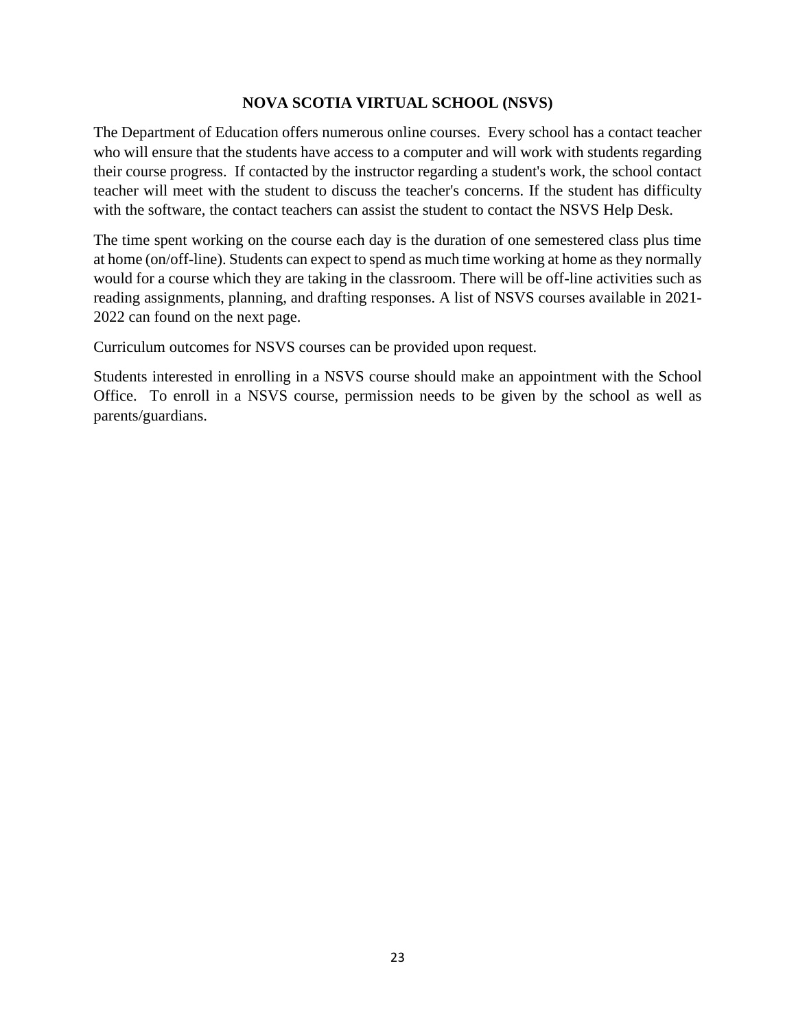## NOVA SCOTIA VIRTUAL SCHOOL (NSVS)

The Department of Education offers numerous online courses. Every school has a contact teacher who will ensure that the students have access to a computer and will work with students regarding their course progress. If contacted by the instructor regarding a student's work, the school contact teacher will meet with the student to discuss the teacher's concerns. If the student has difficulty with the software, the contact teachers can assist the student to contact the NSVS Help Desk.

The time spent working on the course each day is the duration of one semestered class plus time at home (on/off-line). Students can expect to spend as much time working at home as they normally would for a course which they are taking in the classroom. There will be off-line activities such as reading assignments, planning, and drafting responses. A list of NSVS courses available in 2021-2022 can found on the next page.

Curriculum outcomes for NSVS courses can be provided upon request.

Students interested in enrolling in a NSVS course should make an appointment with the School Office. To enroll in a NSVS course, permission needs to be given by the school as well as parents/guardians.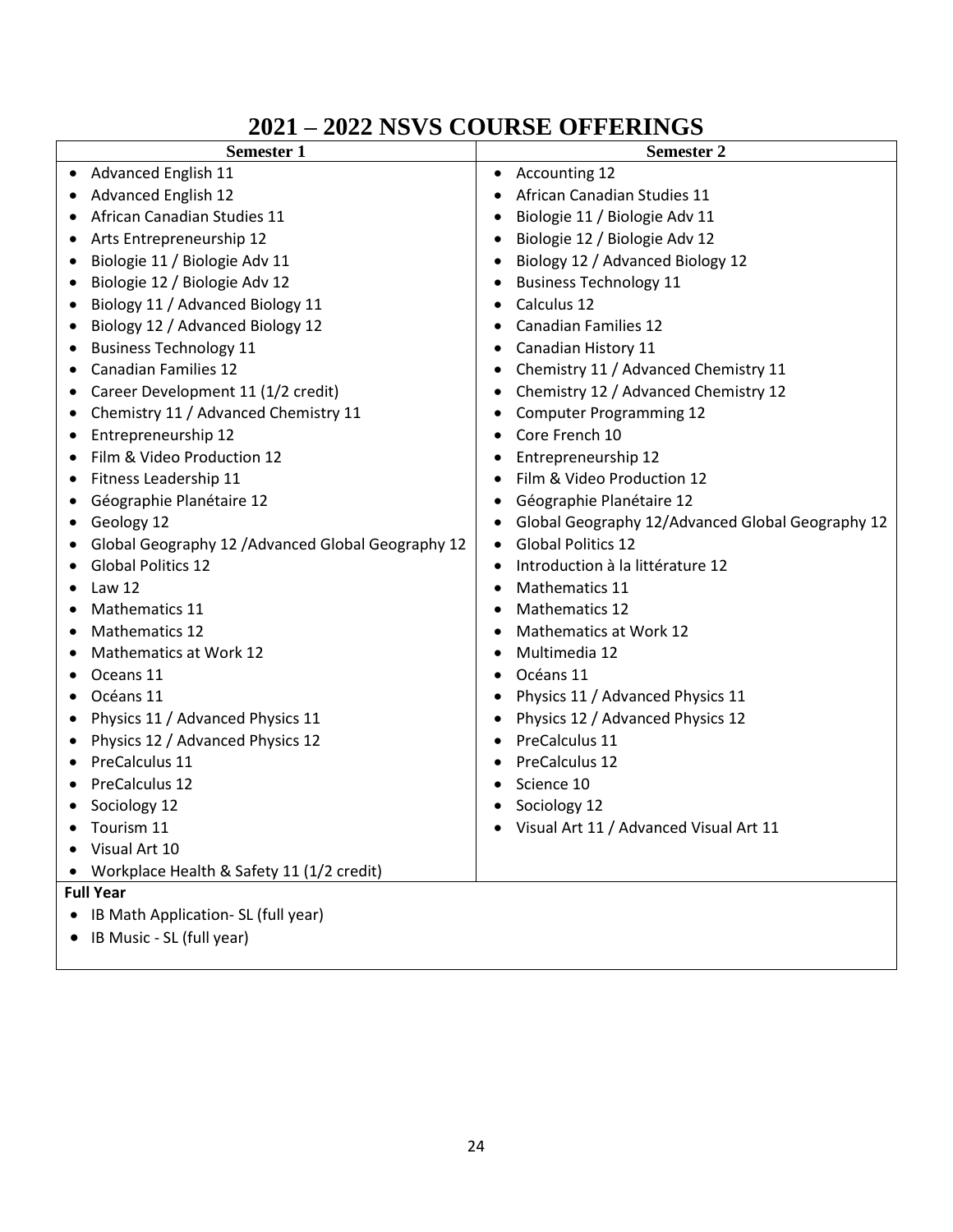# 2021 – 2022 NSVS COURSE OFFERINGS

| Semester 1 | Semester 2 |
|---|---|
| • Advanced English 11<br>• Advanced English 12<br>• African Canadian Studies 11<br>• Arts Entrepreneurship 12<br>• Biologie 11 / Biologie Adv 11<br>• Biologie 12 / Biologie Adv 12<br>• Biology 11 / Advanced Biology 11<br>• Biology 12 / Advanced Biology 12<br>• Business Technology 11<br>• Canadian Families 12<br>• Career Development 11 (1/2 credit)<br>• Chemistry 11 / Advanced Chemistry 11<br>• Entrepreneurship 12<br>• Film & Video Production 12<br>• Fitness Leadership 11<br>• Géographie Planétaire 12<br>• Geology 12<br>• Global Geography 12 /Advanced Global Geography 12<br>• Global Politics 12<br>• Law 12<br>• Mathematics 11<br>• Mathematics 12<br>• Mathematics at Work 12<br>• Oceans 11<br>• Océans 11<br>• Physics 11 / Advanced Physics 11<br>• Physics 12 / Advanced Physics 12<br>• PreCalculus 11<br>• PreCalculus 12<br>• Sociology 12<br>• Tourism 11<br>• Visual Art 10<br>• Workplace Health & Safety 11 (1/2 credit) | • Accounting 12<br>• African Canadian Studies 11<br>• Biologie 11 / Biologie Adv 11<br>• Biologie 12 / Biologie Adv 12<br>• Biology 12 / Advanced Biology 12<br>• Business Technology 11<br>• Calculus 12<br>• Canadian Families 12<br>• Canadian History 11<br>• Chemistry 11 / Advanced Chemistry 11<br>• Chemistry 12 / Advanced Chemistry 12<br>• Computer Programming 12<br>• Core French 10<br>• Entrepreneurship 12<br>• Film & Video Production 12<br>• Géographie Planétaire 12<br>• Global Geography 12/Advanced Global Geography 12<br>• Global Politics 12<br>• Introduction à la littérature 12<br>• Mathematics 11<br>• Mathematics 12<br>• Mathematics at Work 12<br>• Multimedia 12<br>• Océans 11<br>• Physics 11 / Advanced Physics 11<br>• Physics 12 / Advanced Physics 12<br>• PreCalculus 11<br>• PreCalculus 12<br>• Science 10<br>• Sociology 12<br>• Visual Art 11 / Advanced Visual Art 11 |

**Full Year**

- IB Math Application- SL (full year)
- IB Music - SL (full year)